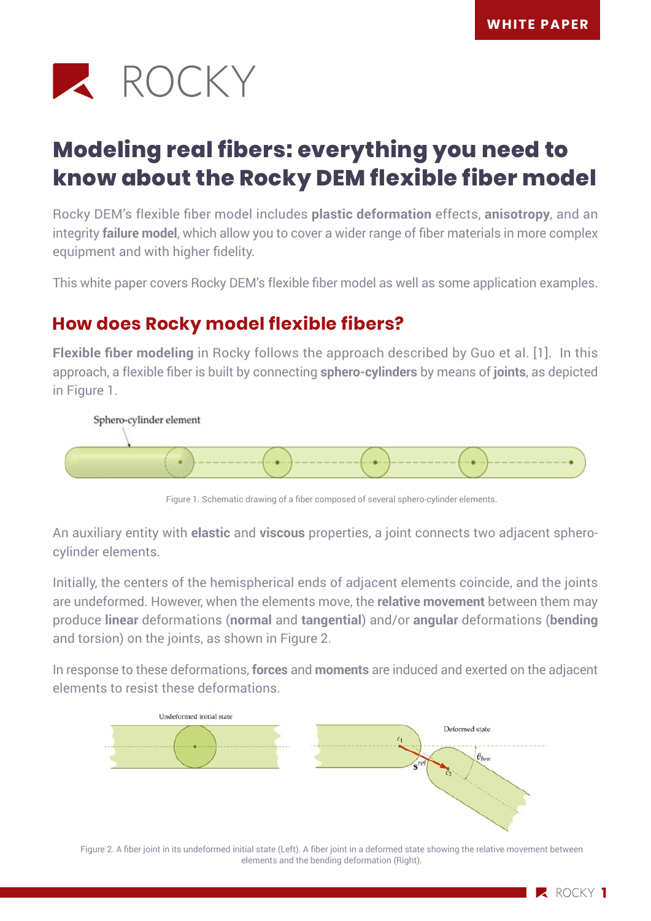# Modeling real fibers: everything you need to know about the Rocky DEM flexible fiber model

Rocky DEM's flexible fiber model includes **plastic deformation** effects, **anisotropy**, and an integrity **failure model**, which allow you to cover a wider range of fiber materials in more complex equipment and with higher fidelity.

This white paper covers Rocky DEM's flexible fiber model as well as some application examples.

## How does Rocky model flexible fibers?

**Flexible fiber modeling** in Rocky follows the approach described by Guo et al. [1]. In this approach, a flexible fiber is built by connecting **sphero-cylinders** by means of **joints**, as depicted in Figure 1.

Figure 1. Schematic drawing of a fiber composed of several sphero-cylinder elements.

An auxiliary entity with **elastic** and **viscous** properties, a joint connects two adjacent sphero-cylinder elements.

Initially, the centers of the hemispherical ends of adjacent elements coincide, and the joints are undeformed. However, when the elements move, the **relative movement** between them may produce **linear** deformations (**normal** and **tangential**) and/or **angular** deformations (**bending** and torsion) on the joints, as shown in Figure 2.

In response to these deformations, **forces** and **moments** are induced and exerted on the adjacent elements to resist these deformations.

Figure 2. A fiber joint in its undeformed initial state (Left). A fiber joint in a deformed state showing the relative movement between elements and the bending deformation (Right).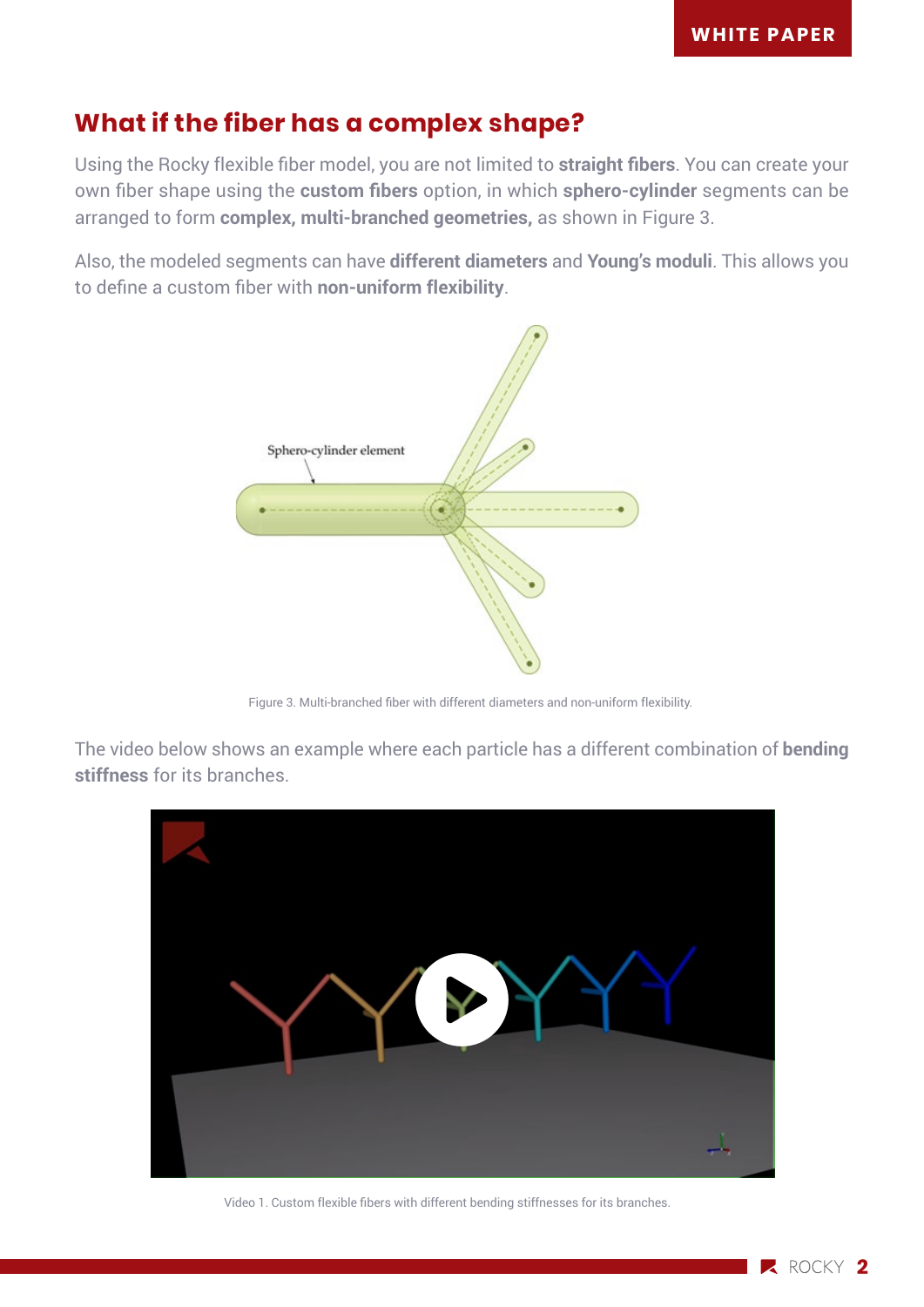## What if the fiber has a complex shape?

Using the Rocky flexible fiber model, you are not limited to **straight fibers**. You can create your own fiber shape using the **custom fibers** option, in which **sphero-cylinder** segments can be arranged to form **complex, multi-branched geometries,** as shown in Figure 3.

Also, the modeled segments can have **different diameters** and **Young's moduli**. This allows you to define a custom fiber with **non-uniform flexibility**.

Figure 3. Multi-branched fiber with different diameters and non-uniform flexibility.

The video below shows an example where each particle has a different combination of **bending stiffness** for its branches.

Video 1. Custom flexible fibers with different bending stiffnesses for its branches.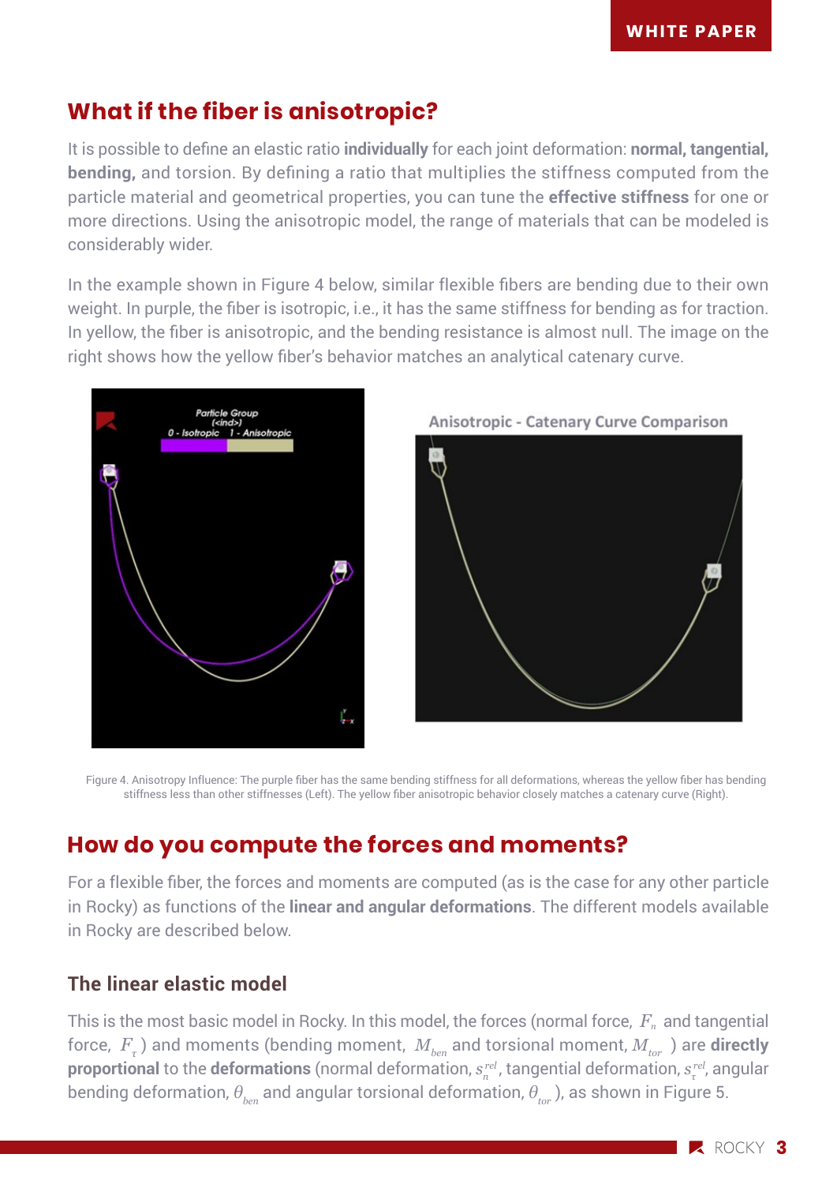## What if the fiber is anisotropic?

It is possible to define an elastic ratio **individually** for each joint deformation: **normal, tangential, bending,** and torsion. By defining a ratio that multiplies the stiffness computed from the particle material and geometrical properties, you can tune the **effective stiffness** for one or more directions. Using the anisotropic model, the range of materials that can be modeled is considerably wider.

In the example shown in Figure 4 below, similar flexible fibers are bending due to their own weight. In purple, the fiber is isotropic, i.e., it has the same stiffness for bending as for traction. In yellow, the fiber is anisotropic, and the bending resistance is almost null. The image on the right shows how the yellow fiber's behavior matches an analytical catenary curve.

Figure 4. Anisotropy Influence: The purple fiber has the same bending stiffness for all deformations, whereas the yellow fiber has bending stiffness less than other stiffnesses (Left). The yellow fiber anisotropic behavior closely matches a catenary curve (Right).

## How do you compute the forces and moments?

For a flexible fiber, the forces and moments are computed (as is the case for any other particle in Rocky) as functions of the **linear and angular deformations**. The different models available in Rocky are described below.

### The linear elastic model

This is the most basic model in Rocky. In this model, the forces (normal force, $F_n$ and tangential force, $F_\tau$) and moments (bending moment, $M_{ben}$ and torsional moment, $M_{tor}$) are **directly proportional** to the **deformations** (normal deformation, $s_n^{rel}$, tangential deformation, $s_\tau^{rel}$, angular bending deformation, $\theta_{ben}$ and angular torsional deformation, $\theta_{tor}$), as shown in Figure 5.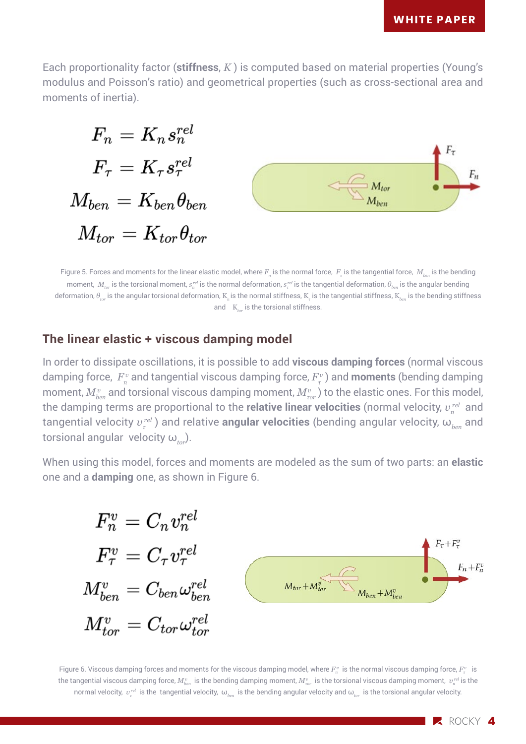Each proportionality factor (**stiffness**, $K$) is computed based on material properties (Young's modulus and Poisson's ratio) and geometrical properties (such as cross-sectional area and moments of inertia).

$$F_n = K_n s_n^{rel}$$

$$F_\tau = K_\tau s_\tau^{rel}$$

$$M_{ben} = K_{ben} \theta_{ben}$$

$$M_{tor} = K_{tor} \theta_{tor}$$

Figure 5. Forces and moments for the linear elastic model, where $F_n$ is the normal force, $F_\tau$ is the tangential force, $M_{ben}$ is the bending moment, $M_{tor}$ is the torsional moment, $s_n^{rel}$ is the normal deformation, $s_\tau^{rel}$ is the tangential deformation, $\theta_{ben}$ is the angular bending deformation, $\theta_{tor}$ is the angular torsional deformation, $K_n$ is the normal stiffness, $K_\tau$ is the tangential stiffness, $K_{ben}$ is the bending stiffness and $K_{tor}$ is the torsional stiffness.

## The linear elastic + viscous damping model

In order to dissipate oscillations, it is possible to add **viscous damping forces** (normal viscous damping force, $F_n^v$ and tangential viscous damping force, $F_\tau^v$) and **moments** (bending damping moment, $M_{ben}^v$ and torsional viscous damping moment, $M_{tor}^v$) to the elastic ones. For this model, the damping terms are proportional to the **relative linear velocities** (normal velocity, $v_n^{rel}$ and tangential velocity $v_\tau^{rel}$) and relative **angular velocities** (bending angular velocity, $\omega_{ben}$ and torsional angular velocity $\omega_{tor}$).

When using this model, forces and moments are modeled as the sum of two parts: an **elastic** one and a **damping** one, as shown in Figure 6.

$$F_n^v = C_n v_n^{rel}$$

$$F_\tau^v = C_\tau v_\tau^{rel}$$

$$M_{ben}^v = C_{ben} \omega_{ben}^{rel}$$

$$M_{tor}^v = C_{tor} \omega_{tor}^{rel}$$

Figure 6. Viscous damping forces and moments for the viscous damping model, where $F_n^v$ is the normal viscous damping force, $F_\tau^v$ is the tangential viscous damping force, $M_{ben}^v$ is the bending damping moment, $M_{tor}^v$ is the torsional viscous damping moment, $v_n^{rel}$ is the normal velocity, $v_\tau^{rel}$ is the tangential velocity, $\omega_{ben}$ is the bending angular velocity and $\omega_{tor}$ is the torsional angular velocity.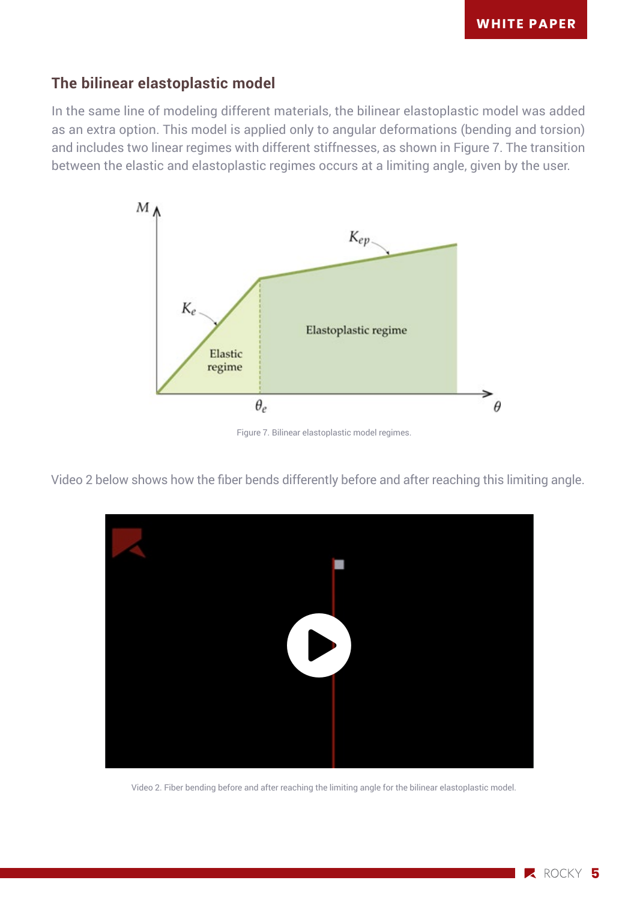## The bilinear elastoplastic model

In the same line of modeling different materials, the bilinear elastoplastic model was added as an extra option. This model is applied only to angular deformations (bending and torsion) and includes two linear regimes with different stiffnesses, as shown in Figure 7. The transition between the elastic and elastoplastic regimes occurs at a limiting angle, given by the user.

Figure 7. Bilinear elastoplastic model regimes.

Video 2 below shows how the fiber bends differently before and after reaching this limiting angle.

Video 2. Fiber bending before and after reaching the limiting angle for the bilinear elastoplastic model.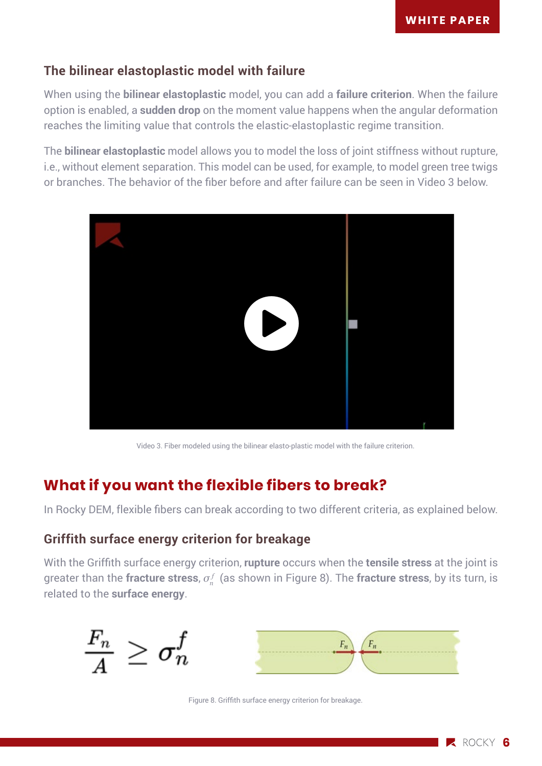### The bilinear elastoplastic model with failure

When using the **bilinear elastoplastic** model, you can add a **failure criterion**. When the failure option is enabled, a **sudden drop** on the moment value happens when the angular deformation reaches the limiting value that controls the elastic-elastoplastic regime transition.

The **bilinear elastoplastic** model allows you to model the loss of joint stiffness without rupture, i.e., without element separation. This model can be used, for example, to model green tree twigs or branches. The behavior of the fiber before and after failure can be seen in Video 3 below.

Video 3. Fiber modeled using the bilinear elasto-plastic model with the failure criterion.

## What if you want the flexible fibers to break?

In Rocky DEM, flexible fibers can break according to two different criteria, as explained below.

### Griffith surface energy criterion for breakage

With the Griffith surface energy criterion, **rupture** occurs when the **tensile stress** at the joint is greater than the **fracture stress**, $\sigma_n^f$ (as shown in Figure 8). The **fracture stress**, by its turn, is related to the **surface energy**.

$$\frac{F_n}{A} \geq \sigma_n^f$$

Figure 8. Griffith surface energy criterion for breakage.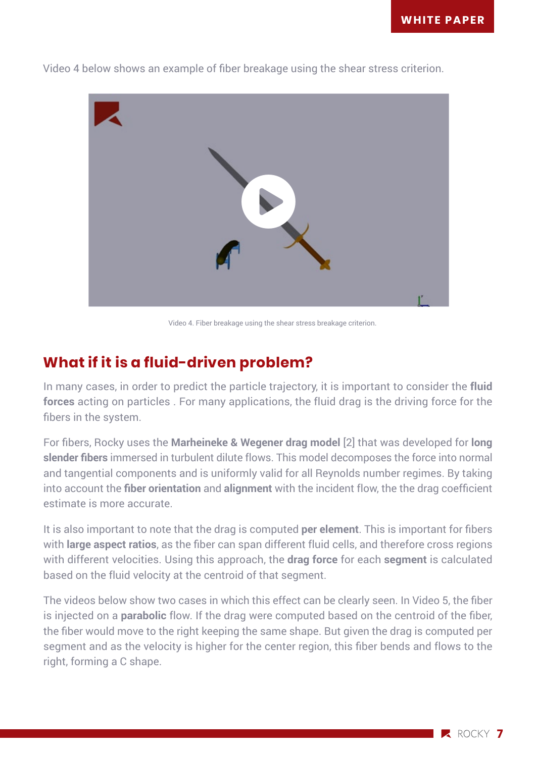Video 4 below shows an example of fiber breakage using the shear stress criterion.

Video 4. Fiber breakage using the shear stress breakage criterion.

## What if it is a fluid-driven problem?

In many cases, in order to predict the particle trajectory, it is important to consider the **fluid forces** acting on particles . For many applications, the fluid drag is the driving force for the fibers in the system.

For fibers, Rocky uses the **Marheineke & Wegener drag model** [2] that was developed for **long slender fibers** immersed in turbulent dilute flows. This model decomposes the force into normal and tangential components and is uniformly valid for all Reynolds number regimes. By taking into account the **fiber orientation** and **alignment** with the incident flow, the the drag coefficient estimate is more accurate.

It is also important to note that the drag is computed **per element**. This is important for fibers with **large aspect ratios**, as the fiber can span different fluid cells, and therefore cross regions with different velocities. Using this approach, the **drag force** for each **segment** is calculated based on the fluid velocity at the centroid of that segment.

The videos below show two cases in which this effect can be clearly seen. In Video 5, the fiber is injected on a **parabolic** flow. If the drag were computed based on the centroid of the fiber, the fiber would move to the right keeping the same shape. But given the drag is computed per segment and as the velocity is higher for the center region, this fiber bends and flows to the right, forming a C shape.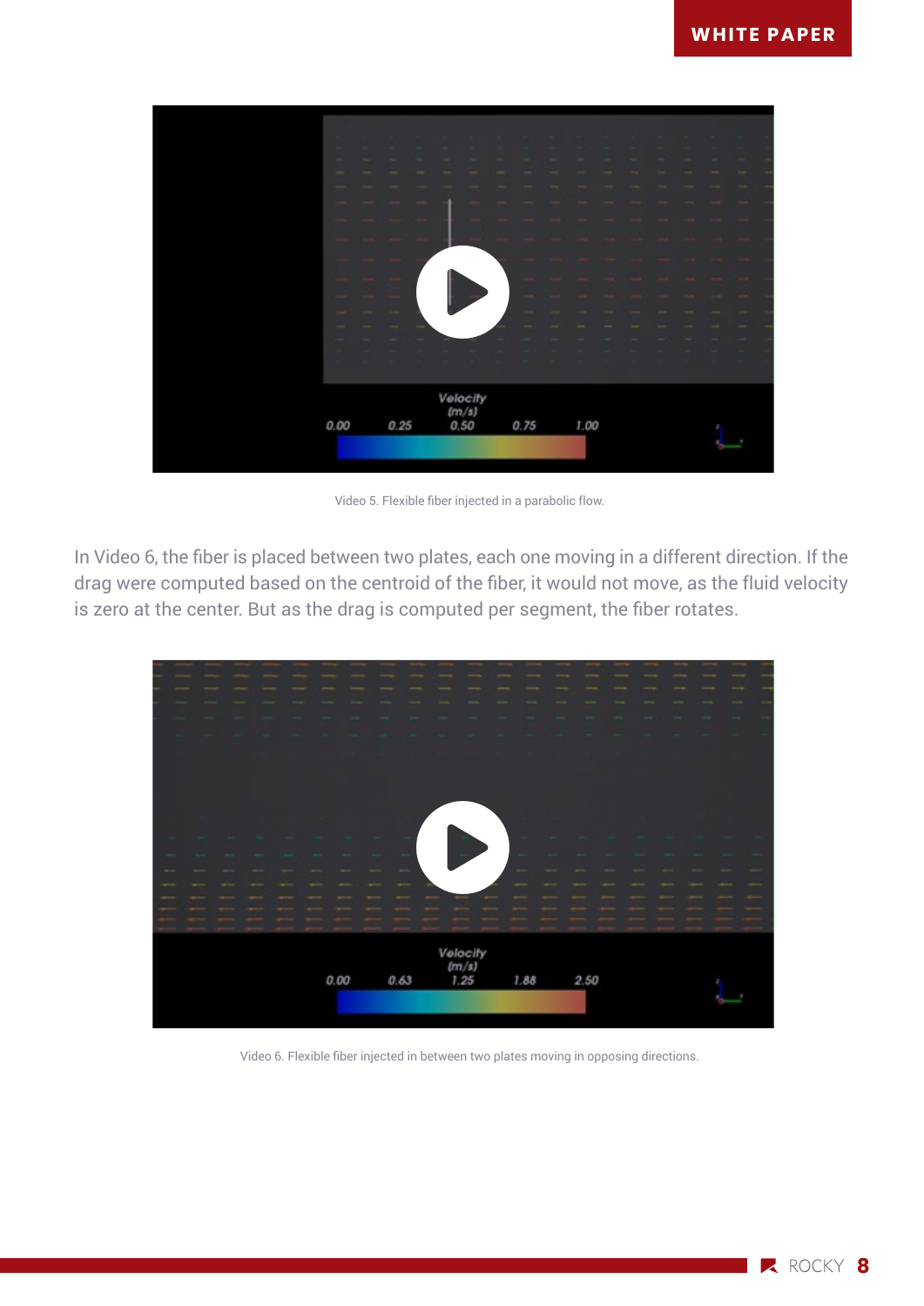Video 5. Flexible fiber injected in a parabolic flow.

In Video 6, the fiber is placed between two plates, each one moving in a different direction. If the drag were computed based on the centroid of the fiber, it would not move, as the fluid velocity is zero at the center. But as the drag is computed per segment, the fiber rotates.

Video 6. Flexible fiber injected in between two plates moving in opposing directions.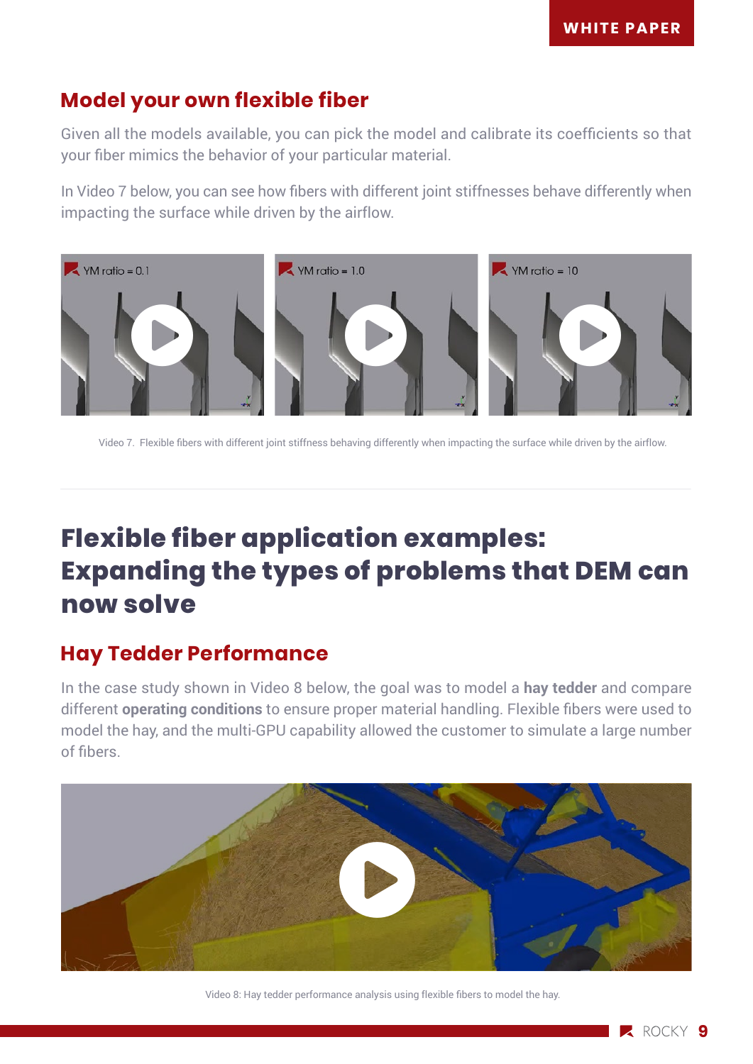## Model your own flexible fiber

Given all the models available, you can pick the model and calibrate its coefficients so that your fiber mimics the behavior of your particular material.

In Video 7 below, you can see how fibers with different joint stiffnesses behave differently when impacting the surface while driven by the airflow.

Video 7. Flexible fibers with different joint stiffness behaving differently when impacting the surface while driven by the airflow.

# Flexible fiber application examples: Expanding the types of problems that DEM can now solve

## Hay Tedder Performance

In the case study shown in Video 8 below, the goal was to model a **hay tedder** and compare different **operating conditions** to ensure proper material handling. Flexible fibers were used to model the hay, and the multi-GPU capability allowed the customer to simulate a large number of fibers.

Video 8: Hay tedder performance analysis using flexible fibers to model the hay.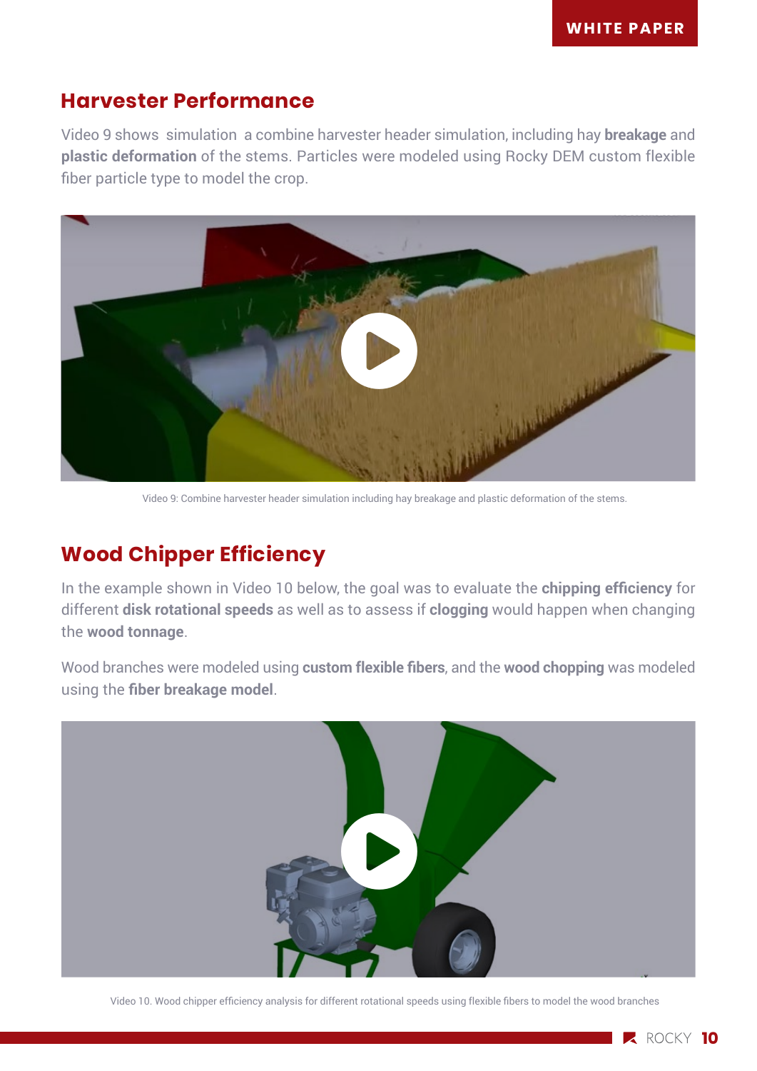## Harvester Performance

Video 9 shows simulation a combine harvester header simulation, including hay **breakage** and **plastic deformation** of the stems. Particles were modeled using Rocky DEM custom flexible fiber particle type to model the crop.

Video 9: Combine harvester header simulation including hay breakage and plastic deformation of the stems.

## Wood Chipper Efficiency

In the example shown in Video 10 below, the goal was to evaluate the **chipping efficiency** for different **disk rotational speeds** as well as to assess if **clogging** would happen when changing the **wood tonnage**.

Wood branches were modeled using **custom flexible fibers**, and the **wood chopping** was modeled using the **fiber breakage model**.

Video 10. Wood chipper efficiency analysis for different rotational speeds using flexible fibers to model the wood branches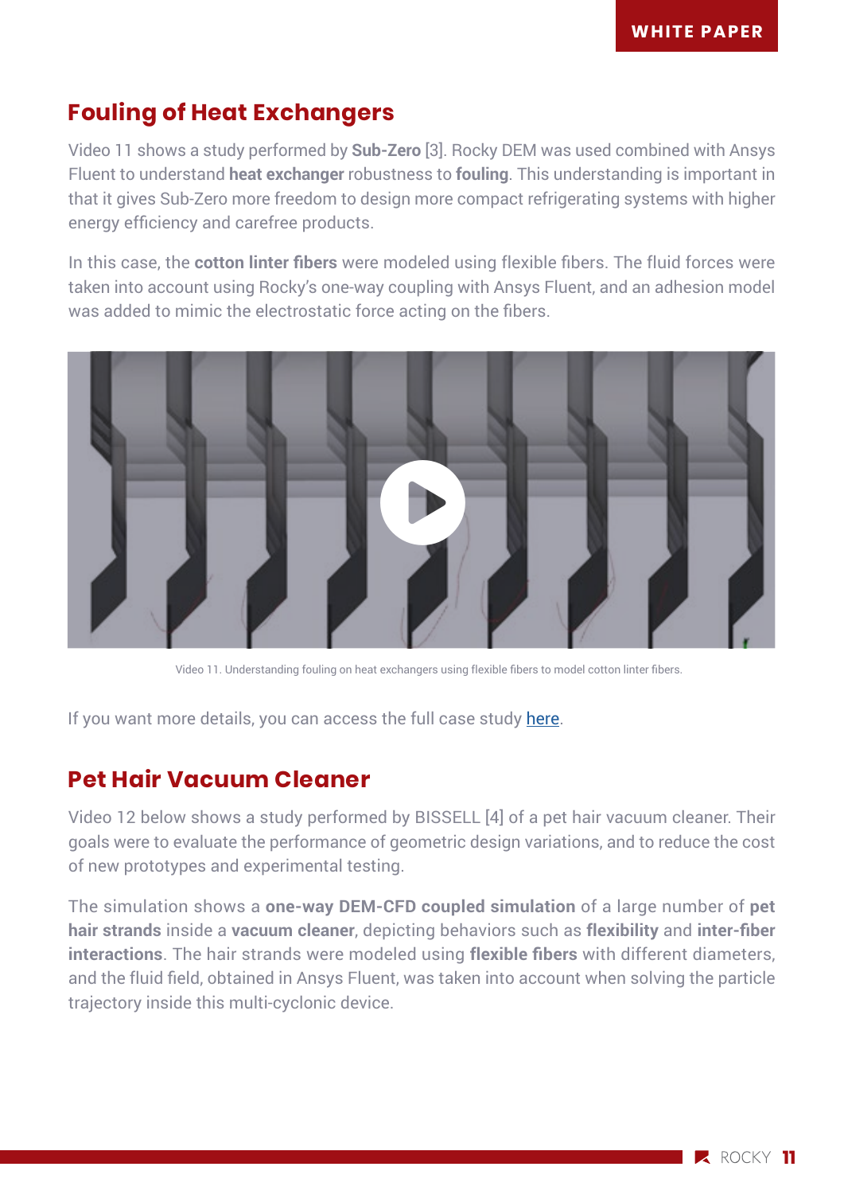## Fouling of Heat Exchangers

Video 11 shows a study performed by **Sub-Zero** [3]. Rocky DEM was used combined with Ansys Fluent to understand **heat exchanger** robustness to **fouling**. This understanding is important in that it gives Sub-Zero more freedom to design more compact refrigerating systems with higher energy efficiency and carefree products.

In this case, the **cotton linter fibers** were modeled using flexible fibers. The fluid forces were taken into account using Rocky's one-way coupling with Ansys Fluent, and an adhesion model was added to mimic the electrostatic force acting on the fibers.

Video 11. Understanding fouling on heat exchangers using flexible fibers to model cotton linter fibers.

If you want more details, you can access the full case study here.

## Pet Hair Vacuum Cleaner

Video 12 below shows a study performed by BISSELL [4] of a pet hair vacuum cleaner. Their goals were to evaluate the performance of geometric design variations, and to reduce the cost of new prototypes and experimental testing.

The simulation shows a **one-way DEM-CFD coupled simulation** of a large number of **pet hair strands** inside a **vacuum cleaner**, depicting behaviors such as **flexibility** and **inter-fiber interactions**. The hair strands were modeled using **flexible fibers** with different diameters, and the fluid field, obtained in Ansys Fluent, was taken into account when solving the particle trajectory inside this multi-cyclonic device.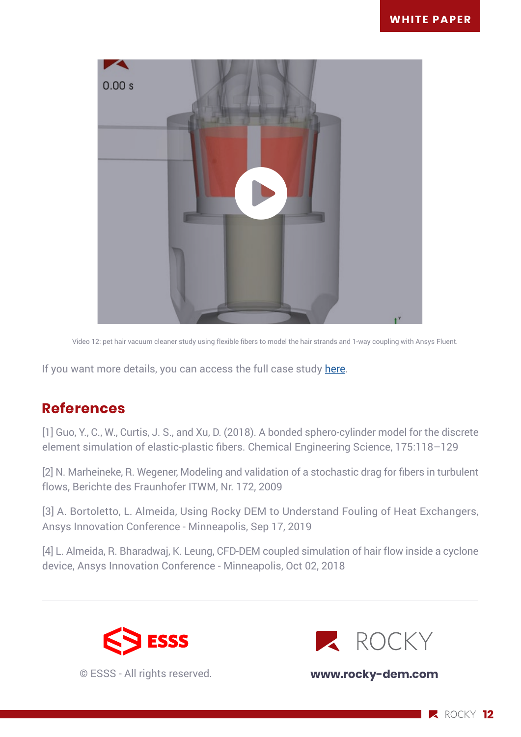Video 12: pet hair vacuum cleaner study using flexible fibers to model the hair strands and 1-way coupling with Ansys Fluent.

If you want more details, you can access the full case study here.

## References

[1] Guo, Y., C., W., Curtis, J. S., and Xu, D. (2018). A bonded sphero-cylinder model for the discrete element simulation of elastic-plastic fibers. Chemical Engineering Science, 175:118–129

[2] N. Marheineke, R. Wegener, Modeling and validation of a stochastic drag for fibers in turbulent flows, Berichte des Fraunhofer ITWM, Nr. 172, 2009

[3] A. Bortoletto, L. Almeida, Using Rocky DEM to Understand Fouling of Heat Exchangers, Ansys Innovation Conference - Minneapolis, Sep 17, 2019

[4] L. Almeida, R. Bharadwaj, K. Leung, CFD-DEM coupled simulation of hair flow inside a cyclone device, Ansys Innovation Conference - Minneapolis, Oct 02, 2018

---

ESSS

© ESSS - All rights reserved.

ROCKY

**www.rocky-dem.com**